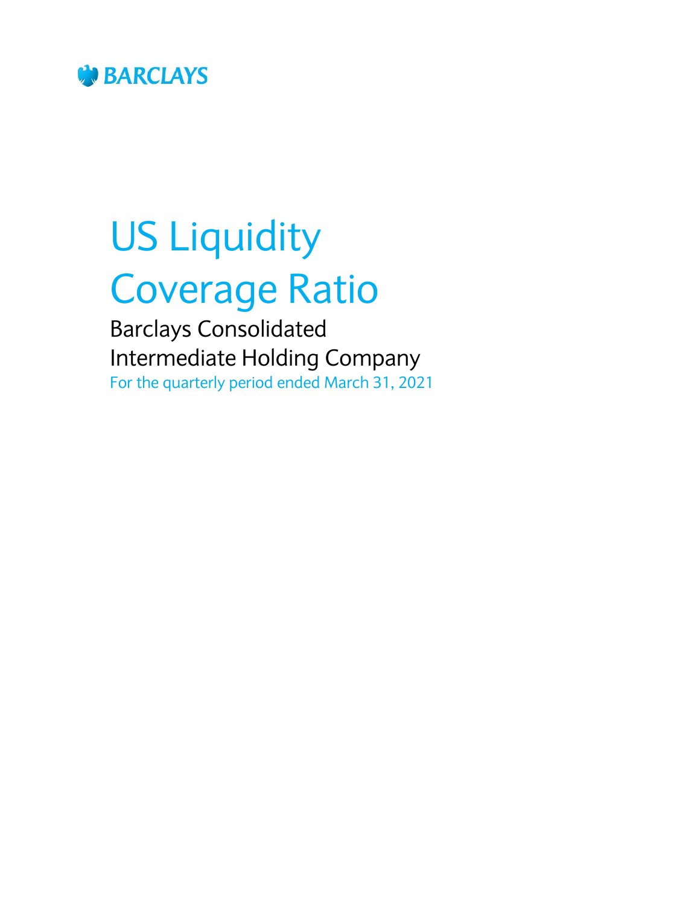BARCLAYS

# US Liquidity Coverage Ratio

## Barclays Consolidated Intermediate Holding Company

For the quarterly period ended March 31, 2021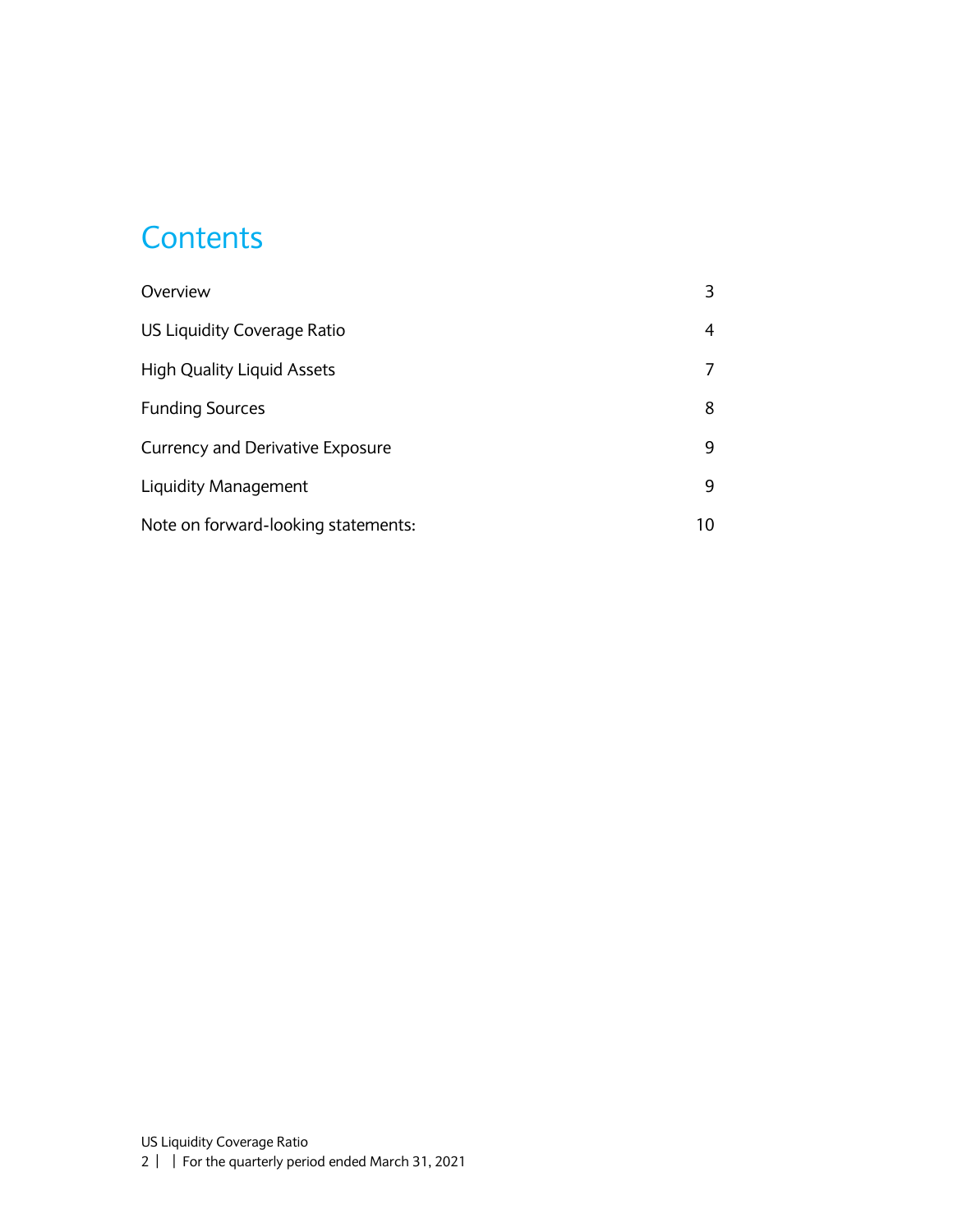# Contents

| | |
|---|---|
| Overview | 3 |
| US Liquidity Coverage Ratio | 4 |
| High Quality Liquid Assets | 7 |
| Funding Sources | 8 |
| Currency and Derivative Exposure | 9 |
| Liquidity Management | 9 |
| Note on forward-looking statements: | 10 |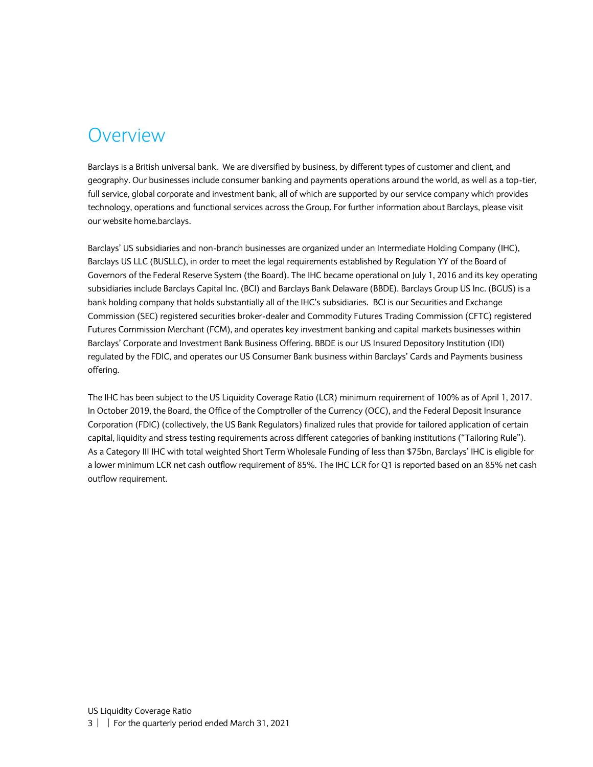# Overview

Barclays is a British universal bank. We are diversified by business, by different types of customer and client, and geography. Our businesses include consumer banking and payments operations around the world, as well as a top-tier, full service, global corporate and investment bank, all of which are supported by our service company which provides technology, operations and functional services across the Group. For further information about Barclays, please visit our website home.barclays.

Barclays' US subsidiaries and non-branch businesses are organized under an Intermediate Holding Company (IHC), Barclays US LLC (BUSLLC), in order to meet the legal requirements established by Regulation YY of the Board of Governors of the Federal Reserve System (the Board). The IHC became operational on July 1, 2016 and its key operating subsidiaries include Barclays Capital Inc. (BCI) and Barclays Bank Delaware (BBDE). Barclays Group US Inc. (BGUS) is a bank holding company that holds substantially all of the IHC's subsidiaries. BCI is our Securities and Exchange Commission (SEC) registered securities broker-dealer and Commodity Futures Trading Commission (CFTC) registered Futures Commission Merchant (FCM), and operates key investment banking and capital markets businesses within Barclays' Corporate and Investment Bank Business Offering. BBDE is our US Insured Depository Institution (IDI) regulated by the FDIC, and operates our US Consumer Bank business within Barclays' Cards and Payments business offering.

The IHC has been subject to the US Liquidity Coverage Ratio (LCR) minimum requirement of 100% as of April 1, 2017. In October 2019, the Board, the Office of the Comptroller of the Currency (OCC), and the Federal Deposit Insurance Corporation (FDIC) (collectively, the US Bank Regulators) finalized rules that provide for tailored application of certain capital, liquidity and stress testing requirements across different categories of banking institutions ("Tailoring Rule"). As a Category III IHC with total weighted Short Term Wholesale Funding of less than $75bn, Barclays' IHC is eligible for a lower minimum LCR net cash outflow requirement of 85%. The IHC LCR for Q1 is reported based on an 85% net cash outflow requirement.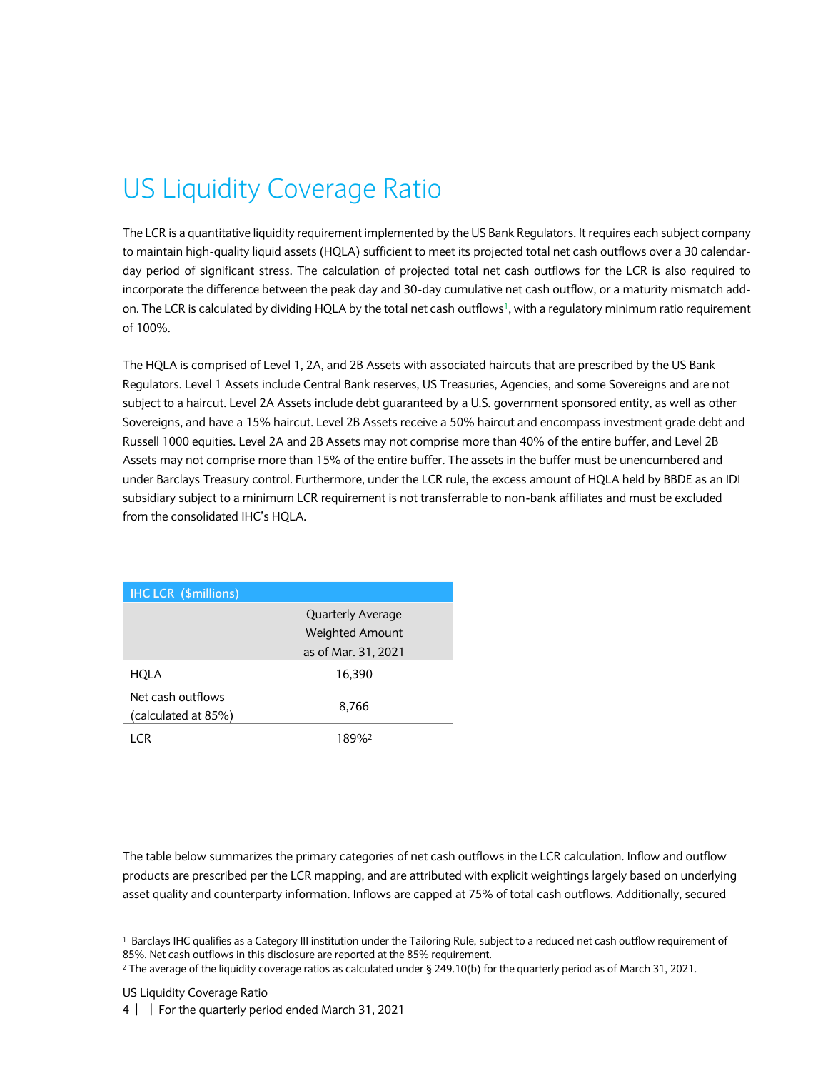# US Liquidity Coverage Ratio

The LCR is a quantitative liquidity requirement implemented by the US Bank Regulators. It requires each subject company to maintain high-quality liquid assets (HQLA) sufficient to meet its projected total net cash outflows over a 30 calendar-day period of significant stress. The calculation of projected total net cash outflows for the LCR is also required to incorporate the difference between the peak day and 30-day cumulative net cash outflow, or a maturity mismatch add-on. The LCR is calculated by dividing HQLA by the total net cash outflows[1], with a regulatory minimum ratio requirement of 100%.

The HQLA is comprised of Level 1, 2A, and 2B Assets with associated haircuts that are prescribed by the US Bank Regulators. Level 1 Assets include Central Bank reserves, US Treasuries, Agencies, and some Sovereigns and are not subject to a haircut. Level 2A Assets include debt guaranteed by a U.S. government sponsored entity, as well as other Sovereigns, and have a 15% haircut. Level 2B Assets receive a 50% haircut and encompass investment grade debt and Russell 1000 equities. Level 2A and 2B Assets may not comprise more than 40% of the entire buffer, and Level 2B Assets may not comprise more than 15% of the entire buffer. The assets in the buffer must be unencumbered and under Barclays Treasury control. Furthermore, under the LCR rule, the excess amount of HQLA held by BBDE as an IDI subsidiary subject to a minimum LCR requirement is not transferrable to non-bank affiliates and must be excluded from the consolidated IHC's HQLA.

| IHC LCR ($millions) | Quarterly Average Weighted Amount as of Mar. 31, 2021 |
|---|---|
| HQLA | 16,390 |
| Net cash outflows (calculated at 85%) | 8,766 |
| LCR | 189%[2] |

The table below summarizes the primary categories of net cash outflows in the LCR calculation. Inflow and outflow products are prescribed per the LCR mapping, and are attributed with explicit weightings largely based on underlying asset quality and counterparty information. Inflows are capped at 75% of total cash outflows. Additionally, secured

[1] Barclays IHC qualifies as a Category III institution under the Tailoring Rule, subject to a reduced net cash outflow requirement of 85%. Net cash outflows in this disclosure are reported at the 85% requirement.

[2] The average of the liquidity coverage ratios as calculated under § 249.10(b) for the quarterly period as of March 31, 2021.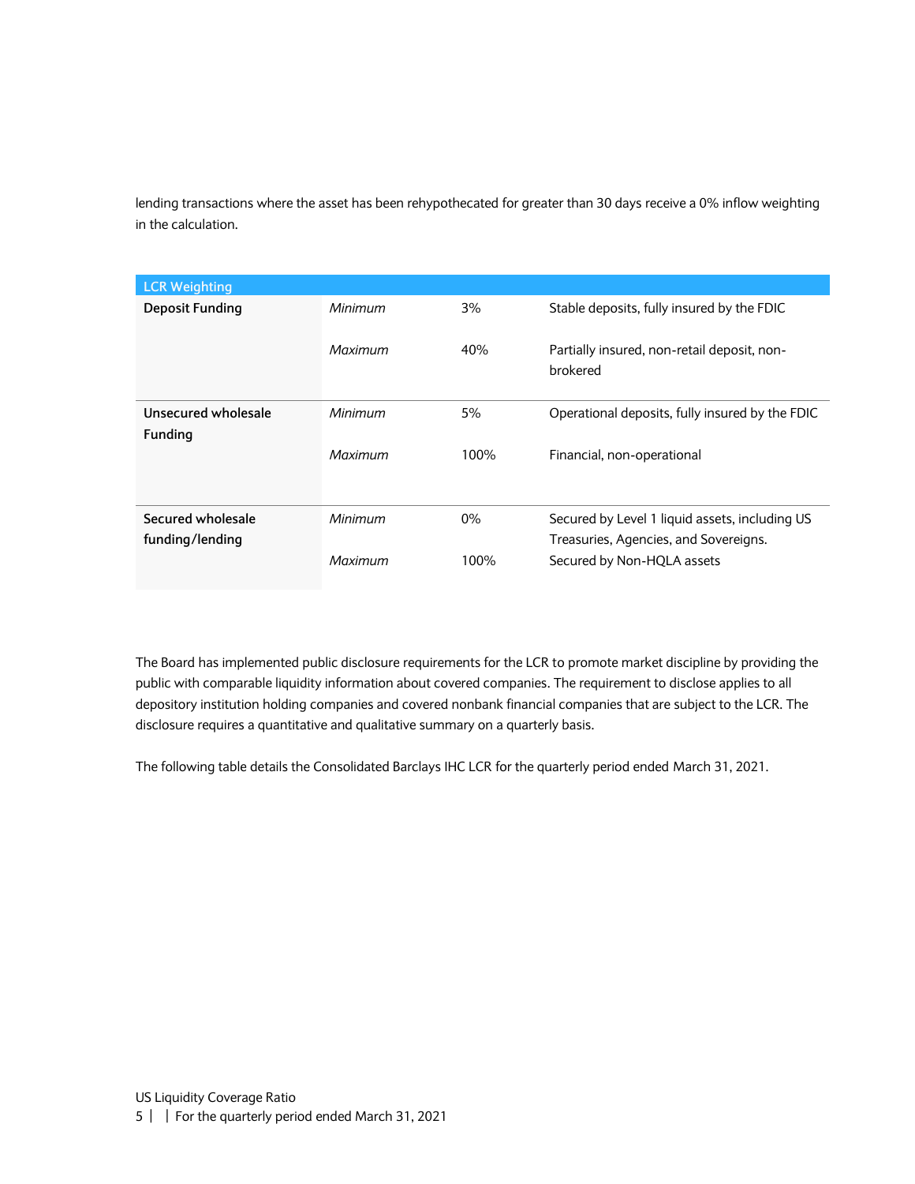lending transactions where the asset has been rehypothecated for greater than 30 days receive a 0% inflow weighting in the calculation.

| LCR Weighting | | | |
|---|---|---|---|
| **Deposit Funding** | *Minimum* | 3% | Stable deposits, fully insured by the FDIC |
| | *Maximum* | 40% | Partially insured, non-retail deposit, non-brokered |
| **Unsecured wholesale Funding** | *Minimum* | 5% | Operational deposits, fully insured by the FDIC |
| | *Maximum* | 100% | Financial, non-operational |
| **Secured wholesale funding/lending** | *Minimum* | 0% | Secured by Level 1 liquid assets, including US Treasuries, Agencies, and Sovereigns. |
| | *Maximum* | 100% | Secured by Non-HQLA assets |

The Board has implemented public disclosure requirements for the LCR to promote market discipline by providing the public with comparable liquidity information about covered companies. The requirement to disclose applies to all depository institution holding companies and covered nonbank financial companies that are subject to the LCR. The disclosure requires a quantitative and qualitative summary on a quarterly basis.

The following table details the Consolidated Barclays IHC LCR for the quarterly period ended March 31, 2021.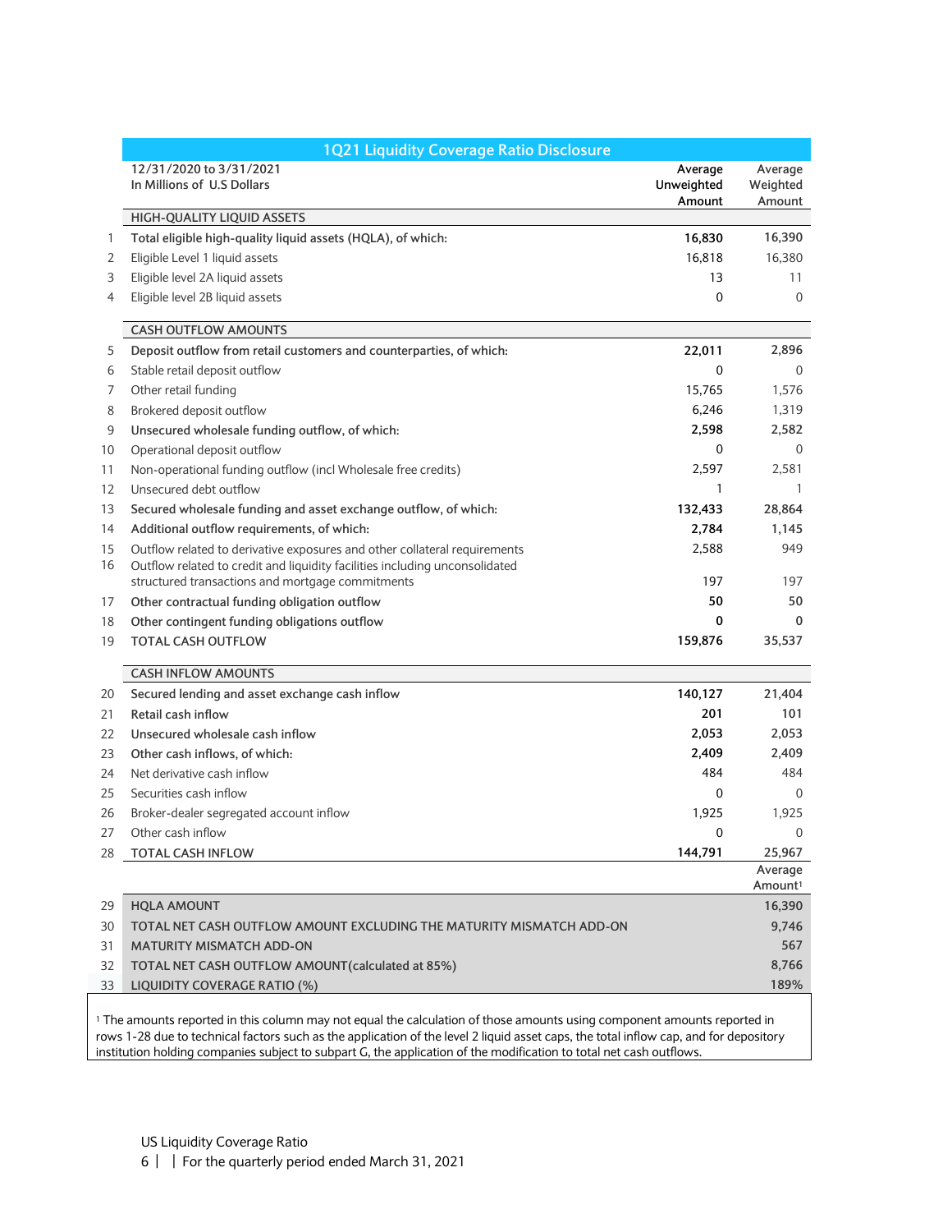## 1Q21 Liquidity Coverage Ratio Disclosure

| | 12/31/2020 to 3/31/2021<br>In Millions of U.S Dollars | Average Unweighted Amount | Average Weighted Amount |
|---|---|---|---|
| | **HIGH-QUALITY LIQUID ASSETS** | | |
| 1 | **Total eligible high-quality liquid assets (HQLA), of which:** | **16,830** | 16,390 |
| 2 | Eligible Level 1 liquid assets | 16,818 | 16,380 |
| 3 | Eligible level 2A liquid assets | 13 | 11 |
| 4 | Eligible level 2B liquid assets | 0 | 0 |
| | **CASH OUTFLOW AMOUNTS** | | |
| 5 | **Deposit outflow from retail customers and counterparties, of which:** | **22,011** | 2,896 |
| 6 | Stable retail deposit outflow | 0 | 0 |
| 7 | Other retail funding | 15,765 | 1,576 |
| 8 | Brokered deposit outflow | 6,246 | 1,319 |
| 9 | **Unsecured wholesale funding outflow, of which:** | **2,598** | 2,582 |
| 10 | Operational deposit outflow | 0 | 0 |
| 11 | Non-operational funding outflow (incl Wholesale free credits) | 2,597 | 2,581 |
| 12 | Unsecured debt outflow | 1 | 1 |
| 13 | **Secured wholesale funding and asset exchange outflow, of which:** | **132,433** | 28,864 |
| 14 | **Additional outflow requirements, of which:** | **2,784** | 1,145 |
| 15 | Outflow related to derivative exposures and other collateral requirements | 2,588 | 949 |
| 16 | Outflow related to credit and liquidity facilities including unconsolidated structured transactions and mortgage commitments | 197 | 197 |
| 17 | **Other contractual funding obligation outflow** | **50** | 50 |
| 18 | **Other contingent funding obligations outflow** | **0** | 0 |
| 19 | **TOTAL CASH OUTFLOW** | **159,876** | 35,537 |
| | **CASH INFLOW AMOUNTS** | | |
| 20 | **Secured lending and asset exchange cash inflow** | **140,127** | 21,404 |
| 21 | **Retail cash inflow** | **201** | 101 |
| 22 | **Unsecured wholesale cash inflow** | **2,053** | 2,053 |
| 23 | **Other cash inflows, of which:** | **2,409** | 2,409 |
| 24 | Net derivative cash inflow | 484 | 484 |
| 25 | Securities cash inflow | 0 | 0 |
| 26 | Broker-dealer segregated account inflow | 1,925 | 1,925 |
| 27 | Other cash inflow | 0 | 0 |
| 28 | **TOTAL CASH INFLOW** | **144,791** | 25,967 |
| | | | Average Amount[1] |
| 29 | HQLA AMOUNT | | 16,390 |
| 30 | TOTAL NET CASH OUTFLOW AMOUNT EXCLUDING THE MATURITY MISMATCH ADD-ON | | 9,746 |
| 31 | MATURITY MISMATCH ADD-ON | | 567 |
| 32 | TOTAL NET CASH OUTFLOW AMOUNT(calculated at 85%) | | 8,766 |
| 33 | LIQUIDITY COVERAGE RATIO (%) | | 189% |

[1] The amounts reported in this column may not equal the calculation of those amounts using component amounts reported in rows 1-28 due to technical factors such as the application of the level 2 liquid asset caps, the total inflow cap, and for depository institution holding companies subject to subpart G, the application of the modification to total net cash outflows.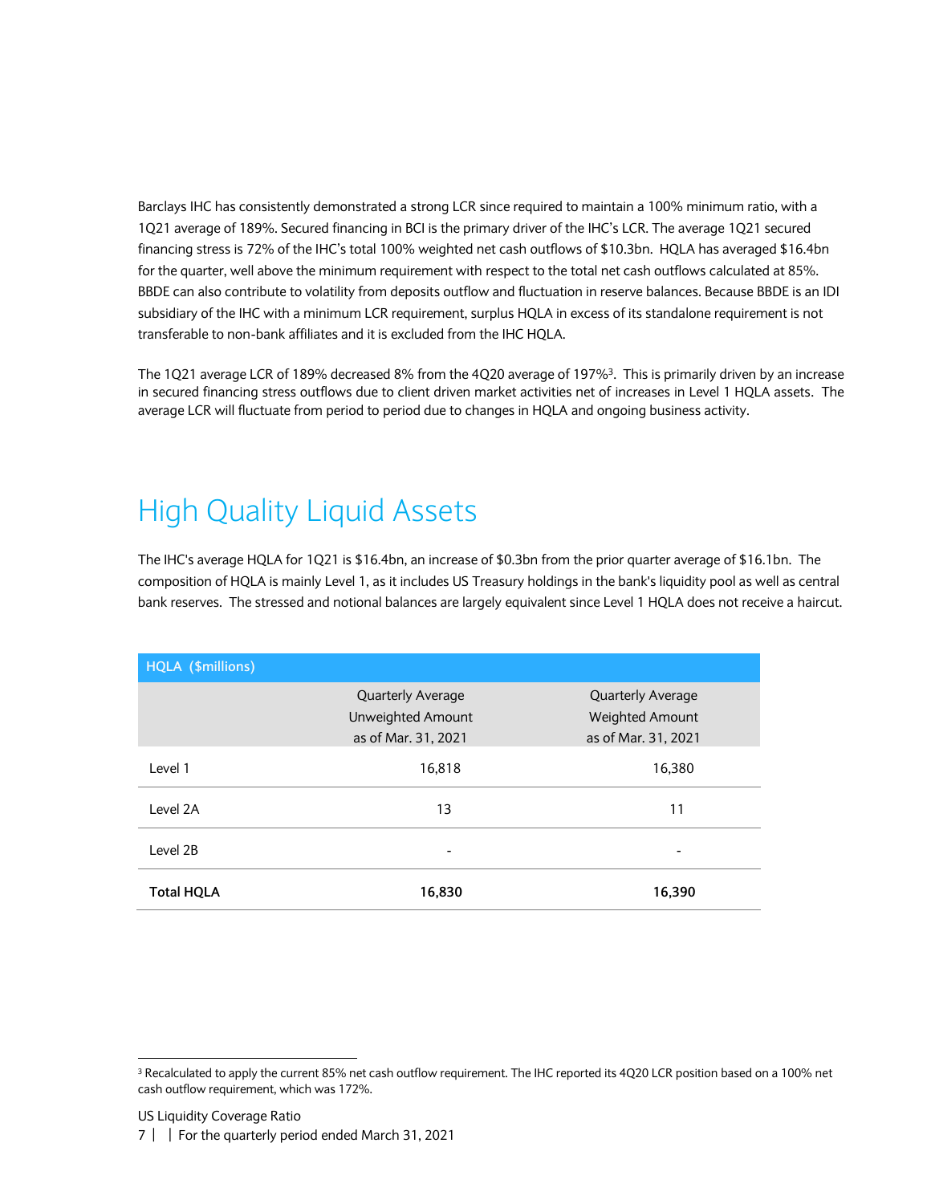Barclays IHC has consistently demonstrated a strong LCR since required to maintain a 100% minimum ratio, with a 1Q21 average of 189%. Secured financing in BCI is the primary driver of the IHC's LCR. The average 1Q21 secured financing stress is 72% of the IHC's total 100% weighted net cash outflows of $10.3bn. HQLA has averaged $16.4bn for the quarter, well above the minimum requirement with respect to the total net cash outflows calculated at 85%. BBDE can also contribute to volatility from deposits outflow and fluctuation in reserve balances. Because BBDE is an IDI subsidiary of the IHC with a minimum LCR requirement, surplus HQLA in excess of its standalone requirement is not transferable to non-bank affiliates and it is excluded from the IHC HQLA.

The 1Q21 average LCR of 189% decreased 8% from the 4Q20 average of 197%[3]. This is primarily driven by an increase in secured financing stress outflows due to client driven market activities net of increases in Level 1 HQLA assets. The average LCR will fluctuate from period to period due to changes in HQLA and ongoing business activity.

# High Quality Liquid Assets

The IHC's average HQLA for 1Q21 is $16.4bn, an increase of $0.3bn from the prior quarter average of $16.1bn. The composition of HQLA is mainly Level 1, as it includes US Treasury holdings in the bank's liquidity pool as well as central bank reserves. The stressed and notional balances are largely equivalent since Level 1 HQLA does not receive a haircut.

| HQLA ($millions) | Quarterly Average Unweighted Amount as of Mar. 31, 2021 | Quarterly Average Weighted Amount as of Mar. 31, 2021 |
|---|---|---|
| Level 1 | 16,818 | 16,380 |
| Level 2A | 13 | 11 |
| Level 2B | - | - |
| **Total HQLA** | **16,830** | **16,390** |

[3] Recalculated to apply the current 85% net cash outflow requirement. The IHC reported its 4Q20 LCR position based on a 100% net cash outflow requirement, which was 172%.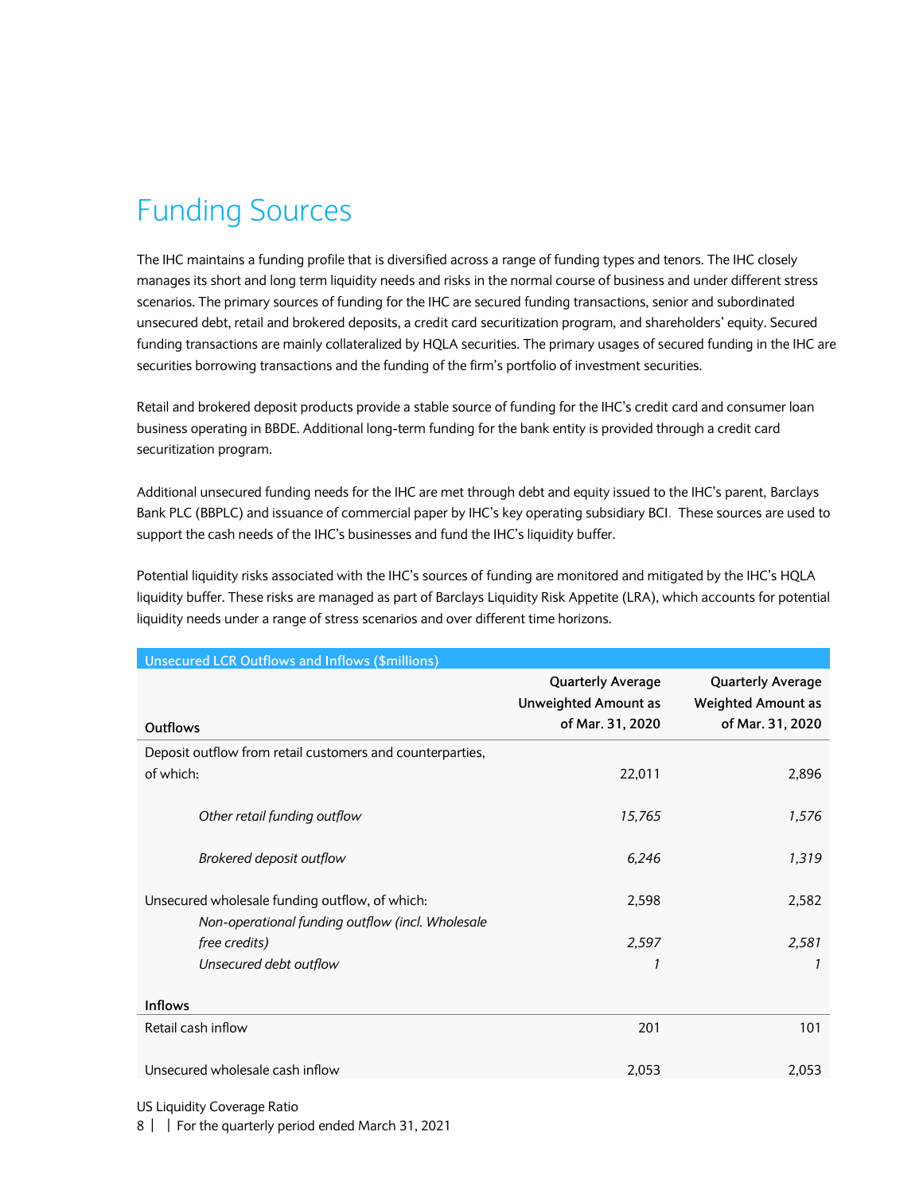# Funding Sources

The IHC maintains a funding profile that is diversified across a range of funding types and tenors. The IHC closely manages its short and long term liquidity needs and risks in the normal course of business and under different stress scenarios. The primary sources of funding for the IHC are secured funding transactions, senior and subordinated unsecured debt, retail and brokered deposits, a credit card securitization program, and shareholders' equity. Secured funding transactions are mainly collateralized by HQLA securities. The primary usages of secured funding in the IHC are securities borrowing transactions and the funding of the firm's portfolio of investment securities.

Retail and brokered deposit products provide a stable source of funding for the IHC's credit card and consumer loan business operating in BBDE. Additional long-term funding for the bank entity is provided through a credit card securitization program.

Additional unsecured funding needs for the IHC are met through debt and equity issued to the IHC's parent, Barclays Bank PLC (BBPLC) and issuance of commercial paper by IHC's key operating subsidiary BCI. These sources are used to support the cash needs of the IHC's businesses and fund the IHC's liquidity buffer.

Potential liquidity risks associated with the IHC's sources of funding are monitored and mitigated by the IHC's HQLA liquidity buffer. These risks are managed as part of Barclays Liquidity Risk Appetite (LRA), which accounts for potential liquidity needs under a range of stress scenarios and over different time horizons.

| Unsecured LCR Outflows and Inflows ($millions) | | |
|---|---|---|
| **Outflows** | **Quarterly Average Unweighted Amount as of Mar. 31, 2020** | **Quarterly Average Weighted Amount as of Mar. 31, 2020** |
| Deposit outflow from retail customers and counterparties, of which: | 22,011 | 2,896 |
| *Other retail funding outflow* | *15,765* | *1,576* |
| *Brokered deposit outflow* | *6,246* | *1,319* |
| Unsecured wholesale funding outflow, of which: | 2,598 | 2,582 |
| *Non-operational funding outflow (incl. Wholesale free credits)* | *2,597* | *2,581* |
| *Unsecured debt outflow* | *1* | *1* |
| **Inflows** | | |
| Retail cash inflow | 201 | 101 |
| Unsecured wholesale cash inflow | 2,053 | 2,053 |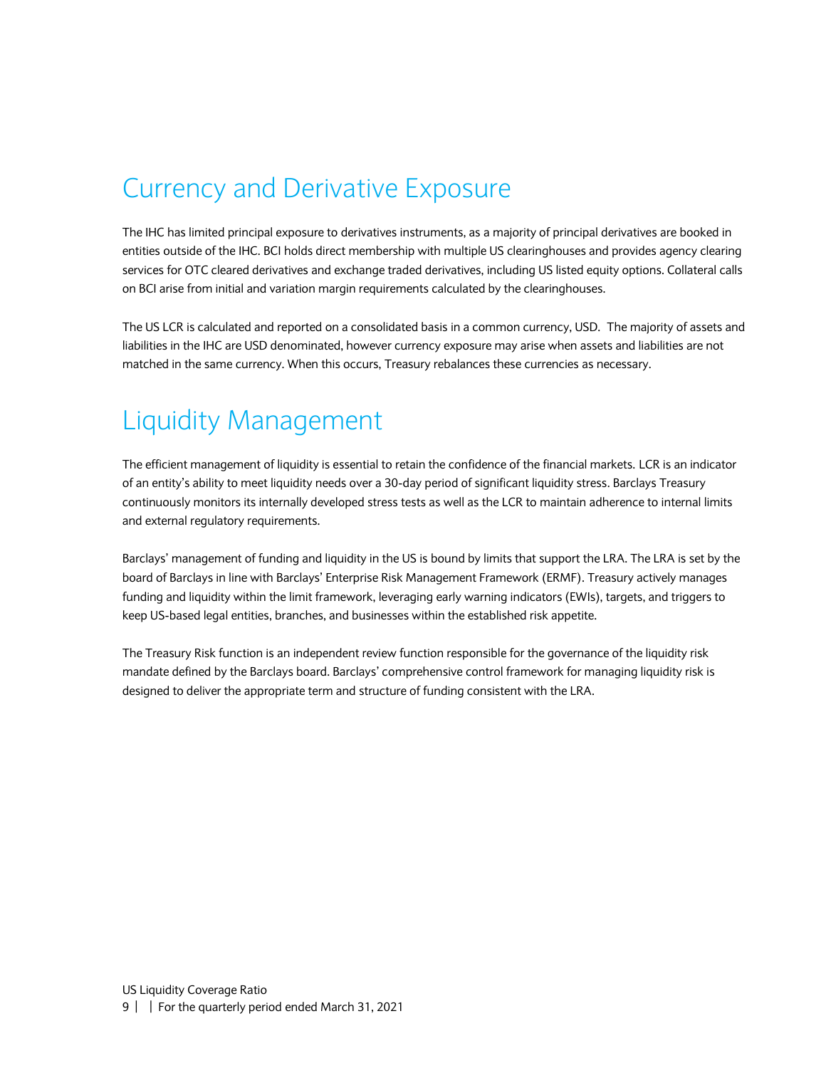# Currency and Derivative Exposure

The IHC has limited principal exposure to derivatives instruments, as a majority of principal derivatives are booked in entities outside of the IHC. BCI holds direct membership with multiple US clearinghouses and provides agency clearing services for OTC cleared derivatives and exchange traded derivatives, including US listed equity options. Collateral calls on BCI arise from initial and variation margin requirements calculated by the clearinghouses.

The US LCR is calculated and reported on a consolidated basis in a common currency, USD. The majority of assets and liabilities in the IHC are USD denominated, however currency exposure may arise when assets and liabilities are not matched in the same currency. When this occurs, Treasury rebalances these currencies as necessary.

# Liquidity Management

The efficient management of liquidity is essential to retain the confidence of the financial markets. LCR is an indicator of an entity's ability to meet liquidity needs over a 30-day period of significant liquidity stress. Barclays Treasury continuously monitors its internally developed stress tests as well as the LCR to maintain adherence to internal limits and external regulatory requirements.

Barclays' management of funding and liquidity in the US is bound by limits that support the LRA. The LRA is set by the board of Barclays in line with Barclays' Enterprise Risk Management Framework (ERMF). Treasury actively manages funding and liquidity within the limit framework, leveraging early warning indicators (EWIs), targets, and triggers to keep US-based legal entities, branches, and businesses within the established risk appetite.

The Treasury Risk function is an independent review function responsible for the governance of the liquidity risk mandate defined by the Barclays board. Barclays' comprehensive control framework for managing liquidity risk is designed to deliver the appropriate term and structure of funding consistent with the LRA.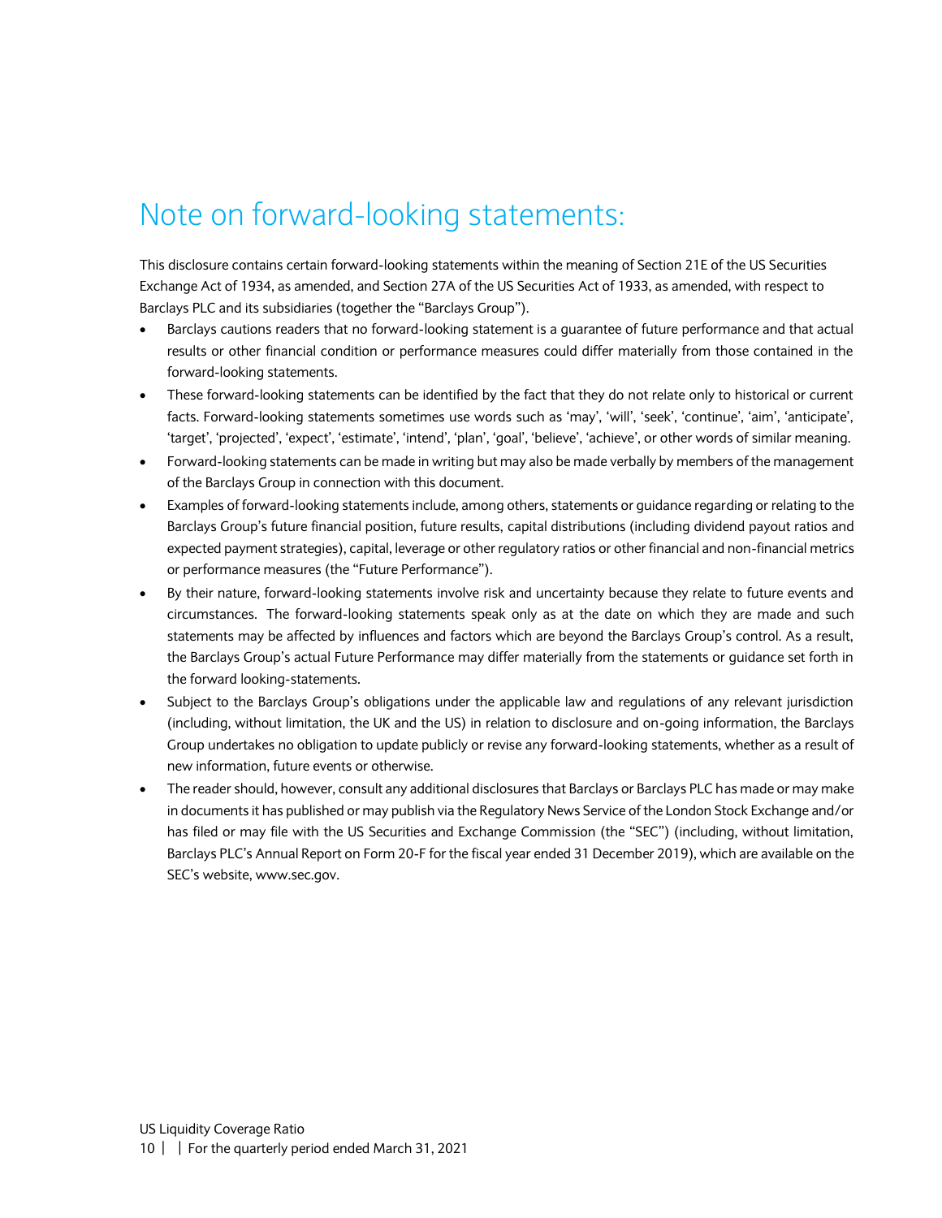# Note on forward-looking statements:

This disclosure contains certain forward-looking statements within the meaning of Section 21E of the US Securities Exchange Act of 1934, as amended, and Section 27A of the US Securities Act of 1933, as amended, with respect to Barclays PLC and its subsidiaries (together the "Barclays Group").

- Barclays cautions readers that no forward-looking statement is a guarantee of future performance and that actual results or other financial condition or performance measures could differ materially from those contained in the forward-looking statements.
- These forward-looking statements can be identified by the fact that they do not relate only to historical or current facts. Forward-looking statements sometimes use words such as 'may', 'will', 'seek', 'continue', 'aim', 'anticipate', 'target', 'projected', 'expect', 'estimate', 'intend', 'plan', 'goal', 'believe', 'achieve', or other words of similar meaning.
- Forward-looking statements can be made in writing but may also be made verbally by members of the management of the Barclays Group in connection with this document.
- Examples of forward-looking statements include, among others, statements or guidance regarding or relating to the Barclays Group's future financial position, future results, capital distributions (including dividend payout ratios and expected payment strategies), capital, leverage or other regulatory ratios or other financial and non-financial metrics or performance measures (the "Future Performance").
- By their nature, forward-looking statements involve risk and uncertainty because they relate to future events and circumstances. The forward-looking statements speak only as at the date on which they are made and such statements may be affected by influences and factors which are beyond the Barclays Group's control. As a result, the Barclays Group's actual Future Performance may differ materially from the statements or guidance set forth in the forward looking-statements.
- Subject to the Barclays Group's obligations under the applicable law and regulations of any relevant jurisdiction (including, without limitation, the UK and the US) in relation to disclosure and on-going information, the Barclays Group undertakes no obligation to update publicly or revise any forward-looking statements, whether as a result of new information, future events or otherwise.
- The reader should, however, consult any additional disclosures that Barclays or Barclays PLC has made or may make in documents it has published or may publish via the Regulatory News Service of the London Stock Exchange and/or has filed or may file with the US Securities and Exchange Commission (the "SEC") (including, without limitation, Barclays PLC's Annual Report on Form 20-F for the fiscal year ended 31 December 2019), which are available on the SEC's website, www.sec.gov.